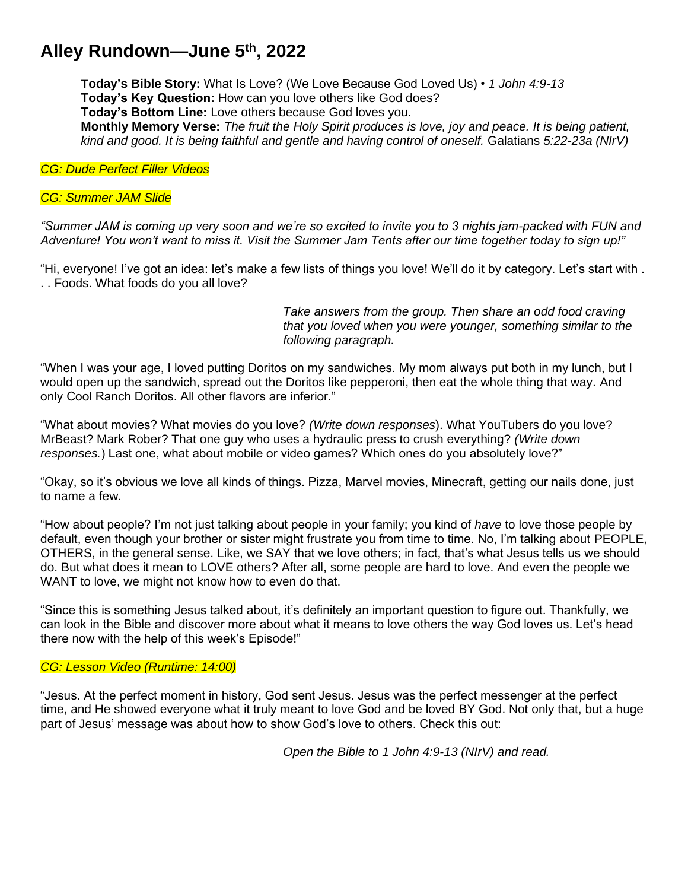# Alley Rundown—June 5th, 2022

**Today's Bible Story:** What Is Love? (We Love Because God Loved Us) • *1 John 4:9-13*
**Today's Key Question:** How can you love others like God does?
**Today's Bottom Line:** Love others because God loves you.
**Monthly Memory Verse:** *The fruit the Holy Spirit produces is love, joy and peace. It is being patient, kind and good. It is being faithful and gentle and having control of oneself.* Galatians *5:22-23a (NIrV)*

*CG: Dude Perfect Filler Videos*

*CG: Summer JAM Slide*

*"Summer JAM is coming up very soon and we're so excited to invite you to 3 nights jam-packed with FUN and Adventure! You won't want to miss it. Visit the Summer Jam Tents after our time together today to sign up!"*

"Hi, everyone! I've got an idea: let's make a few lists of things you love! We'll do it by category. Let's start with . . . Foods. What foods do you all love?

*Take answers from the group. Then share an odd food craving that you loved when you were younger, something similar to the following paragraph.*

"When I was your age, I loved putting Doritos on my sandwiches. My mom always put both in my lunch, but I would open up the sandwich, spread out the Doritos like pepperoni, then eat the whole thing that way. And only Cool Ranch Doritos. All other flavors are inferior."

"What about movies? What movies do you love? *(Write down responses*). What YouTubers do you love? MrBeast? Mark Rober? That one guy who uses a hydraulic press to crush everything? *(Write down responses.*) Last one, what about mobile or video games? Which ones do you absolutely love?"

"Okay, so it's obvious we love all kinds of things. Pizza, Marvel movies, Minecraft, getting our nails done, just to name a few.

"How about people? I'm not just talking about people in your family; you kind of *have* to love those people by default, even though your brother or sister might frustrate you from time to time. No, I'm talking about PEOPLE, OTHERS, in the general sense. Like, we SAY that we love others; in fact, that's what Jesus tells us we should do. But what does it mean to LOVE others? After all, some people are hard to love. And even the people we WANT to love, we might not know how to even do that.

"Since this is something Jesus talked about, it's definitely an important question to figure out. Thankfully, we can look in the Bible and discover more about what it means to love others the way God loves us. Let's head there now with the help of this week's Episode!"

*CG: Lesson Video (Runtime: 14:00)*

"Jesus. At the perfect moment in history, God sent Jesus. Jesus was the perfect messenger at the perfect time, and He showed everyone what it truly meant to love God and be loved BY God. Not only that, but a huge part of Jesus' message was about how to show God's love to others. Check this out:

*Open the Bible to 1 John 4:9-13 (NIrV) and read.*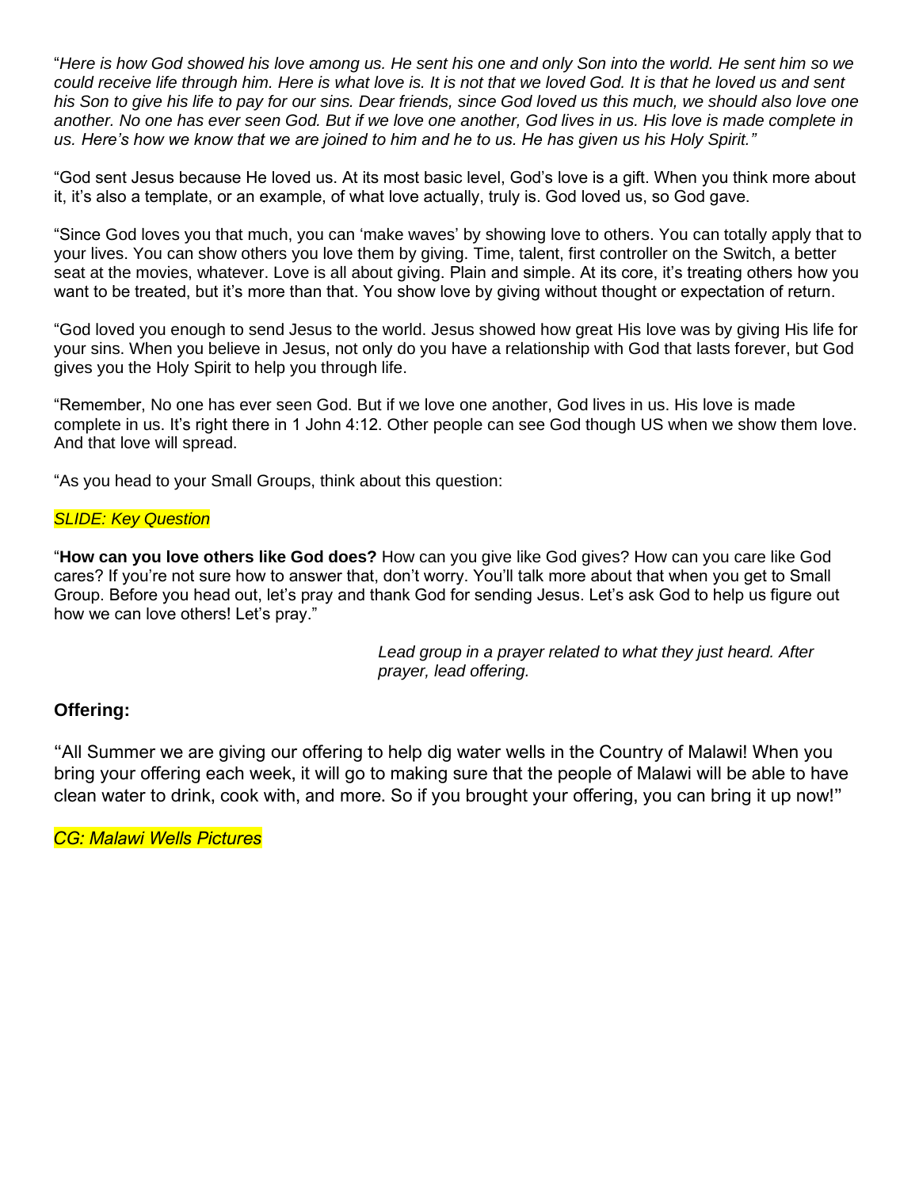"*Here is how God showed his love among us. He sent his one and only Son into the world. He sent him so we could receive life through him. Here is what love is. It is not that we loved God. It is that he loved us and sent his Son to give his life to pay for our sins. Dear friends, since God loved us this much, we should also love one another. No one has ever seen God. But if we love one another, God lives in us. His love is made complete in us. Here's how we know that we are joined to him and he to us. He has given us his Holy Spirit."*

"God sent Jesus because He loved us. At its most basic level, God's love is a gift. When you think more about it, it's also a template, or an example, of what love actually, truly is. God loved us, so God gave.

"Since God loves you that much, you can 'make waves' by showing love to others. You can totally apply that to your lives. You can show others you love them by giving. Time, talent, first controller on the Switch, a better seat at the movies, whatever. Love is all about giving. Plain and simple. At its core, it's treating others how you want to be treated, but it's more than that. You show love by giving without thought or expectation of return.

"God loved you enough to send Jesus to the world. Jesus showed how great His love was by giving His life for your sins. When you believe in Jesus, not only do you have a relationship with God that lasts forever, but God gives you the Holy Spirit to help you through life.

"Remember, No one has ever seen God. But if we love one another, God lives in us. His love is made complete in us. It's right there in 1 John 4:12. Other people can see God though US when we show them love. And that love will spread.

"As you head to your Small Groups, think about this question:

*SLIDE: Key Question*

"**How can you love others like God does?** How can you give like God gives? How can you care like God cares? If you're not sure how to answer that, don't worry. You'll talk more about that when you get to Small Group. Before you head out, let's pray and thank God for sending Jesus. Let's ask God to help us figure out how we can love others! Let's pray."

*Lead group in a prayer related to what they just heard. After prayer, lead offering.*

**Offering:**

"All Summer we are giving our offering to help dig water wells in the Country of Malawi! When you bring your offering each week, it will go to making sure that the people of Malawi will be able to have clean water to drink, cook with, and more. So if you brought your offering, you can bring it up now!"

*CG: Malawi Wells Pictures*